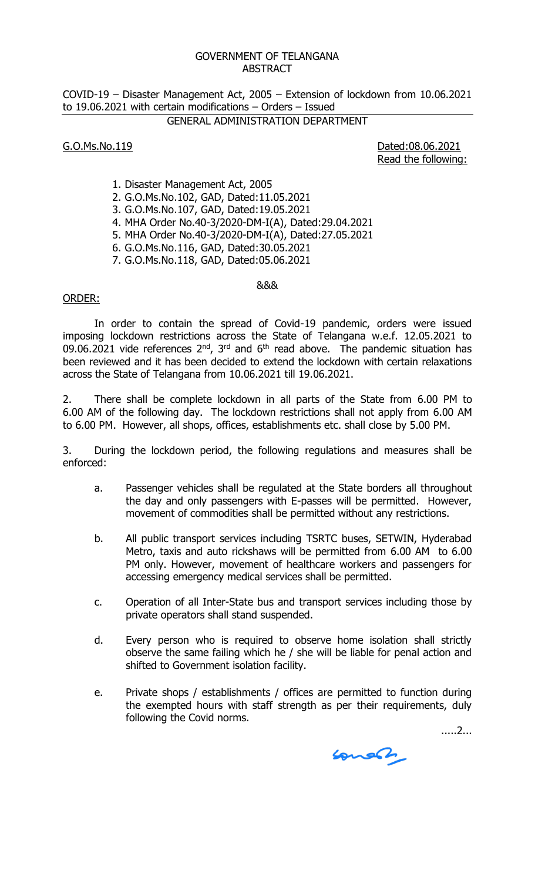GOVERNMENT OF TELANGANA
ABSTRACT

COVID-19 – Disaster Management Act, 2005 – Extension of lockdown from 10.06.2021 to 19.06.2021 with certain modifications – Orders – Issued

GENERAL ADMINISTRATION DEPARTMENT

G.O.Ms.No.119 Dated:08.06.2021

Read the following:

1. Disaster Management Act, 2005
2. G.O.Ms.No.102, GAD, Dated:11.05.2021
3. G.O.Ms.No.107, GAD, Dated:19.05.2021
4. MHA Order No.40-3/2020-DM-I(A), Dated:29.04.2021
5. MHA Order No.40-3/2020-DM-I(A), Dated:27.05.2021
6. G.O.Ms.No.116, GAD, Dated:30.05.2021
7. G.O.Ms.No.118, GAD, Dated:05.06.2021

&&&

ORDER:

In order to contain the spread of Covid-19 pandemic, orders were issued imposing lockdown restrictions across the State of Telangana w.e.f. 12.05.2021 to 09.06.2021 vide references 2nd, 3rd and 6th read above. The pandemic situation has been reviewed and it has been decided to extend the lockdown with certain relaxations across the State of Telangana from 10.06.2021 till 19.06.2021.

2. There shall be complete lockdown in all parts of the State from 6.00 PM to 6.00 AM of the following day. The lockdown restrictions shall not apply from 6.00 AM to 6.00 PM. However, all shops, offices, establishments etc. shall close by 5.00 PM.

3. During the lockdown period, the following regulations and measures shall be enforced:

a. Passenger vehicles shall be regulated at the State borders all throughout the day and only passengers with E-passes will be permitted. However, movement of commodities shall be permitted without any restrictions.

b. All public transport services including TSRTC buses, SETWIN, Hyderabad Metro, taxis and auto rickshaws will be permitted from 6.00 AM to 6.00 PM only. However, movement of healthcare workers and passengers for accessing emergency medical services shall be permitted.

c. Operation of all Inter-State bus and transport services including those by private operators shall stand suspended.

d. Every person who is required to observe home isolation shall strictly observe the same failing which he / she will be liable for penal action and shifted to Government isolation facility.

e. Private shops / establishments / offices are permitted to function during the exempted hours with staff strength as per their requirements, duly following the Covid norms.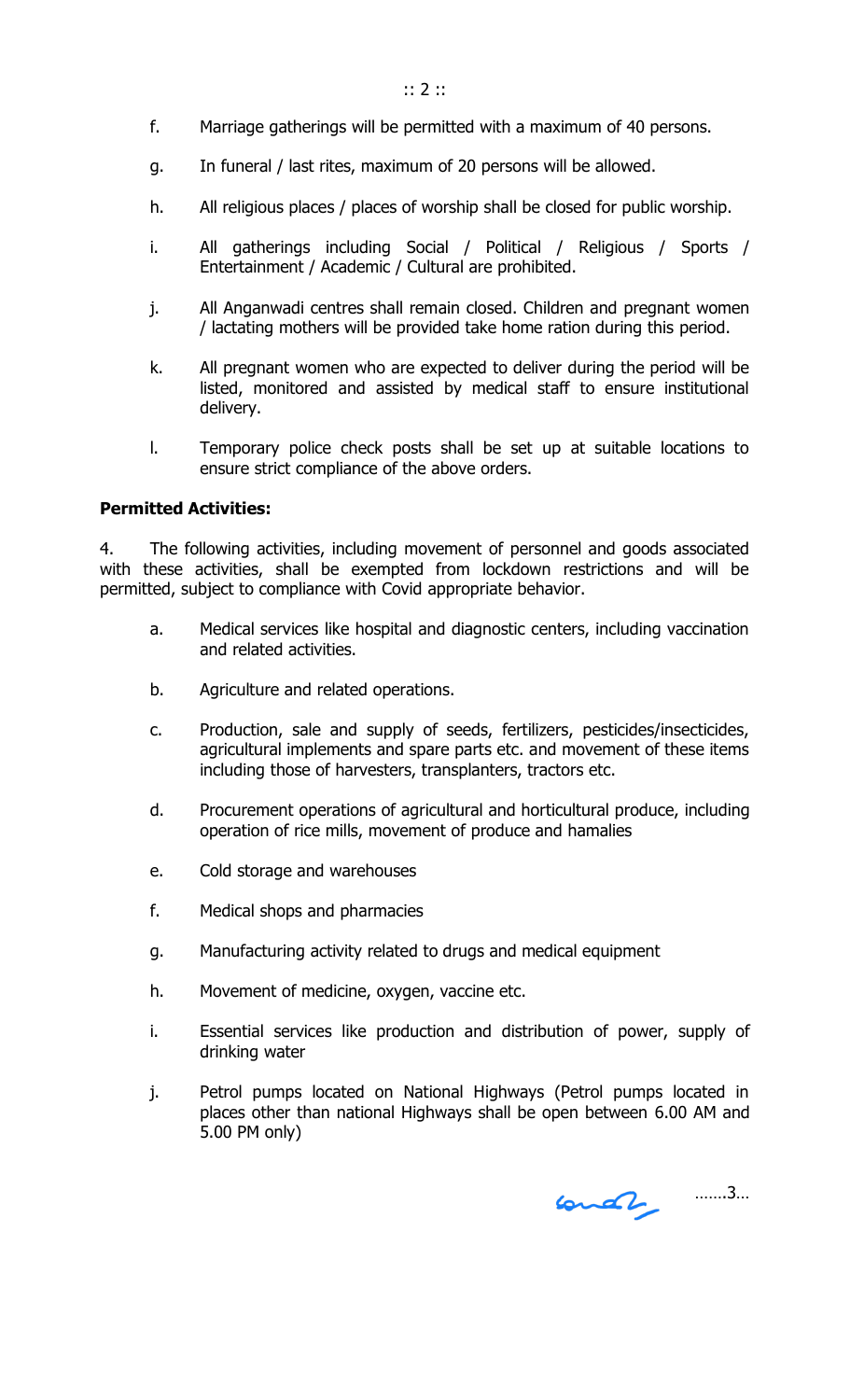f. Marriage gatherings will be permitted with a maximum of 40 persons.

g. In funeral / last rites, maximum of 20 persons will be allowed.

h. All religious places / places of worship shall be closed for public worship.

i. All gatherings including Social / Political / Religious / Sports / Entertainment / Academic / Cultural are prohibited.

j. All Anganwadi centres shall remain closed. Children and pregnant women / lactating mothers will be provided take home ration during this period.

k. All pregnant women who are expected to deliver during the period will be listed, monitored and assisted by medical staff to ensure institutional delivery.

l. Temporary police check posts shall be set up at suitable locations to ensure strict compliance of the above orders.

**Permitted Activities:**

4. The following activities, including movement of personnel and goods associated with these activities, shall be exempted from lockdown restrictions and will be permitted, subject to compliance with Covid appropriate behavior.

a. Medical services like hospital and diagnostic centers, including vaccination and related activities.

b. Agriculture and related operations.

c. Production, sale and supply of seeds, fertilizers, pesticides/insecticides, agricultural implements and spare parts etc. and movement of these items including those of harvesters, transplanters, tractors etc.

d. Procurement operations of agricultural and horticultural produce, including operation of rice mills, movement of produce and hamalies

e. Cold storage and warehouses

f. Medical shops and pharmacies

g. Manufacturing activity related to drugs and medical equipment

h. Movement of medicine, oxygen, vaccine etc.

i. Essential services like production and distribution of power, supply of drinking water

j. Petrol pumps located on National Highways (Petrol pumps located in places other than national Highways shall be open between 6.00 AM and 5.00 PM only)

…….3…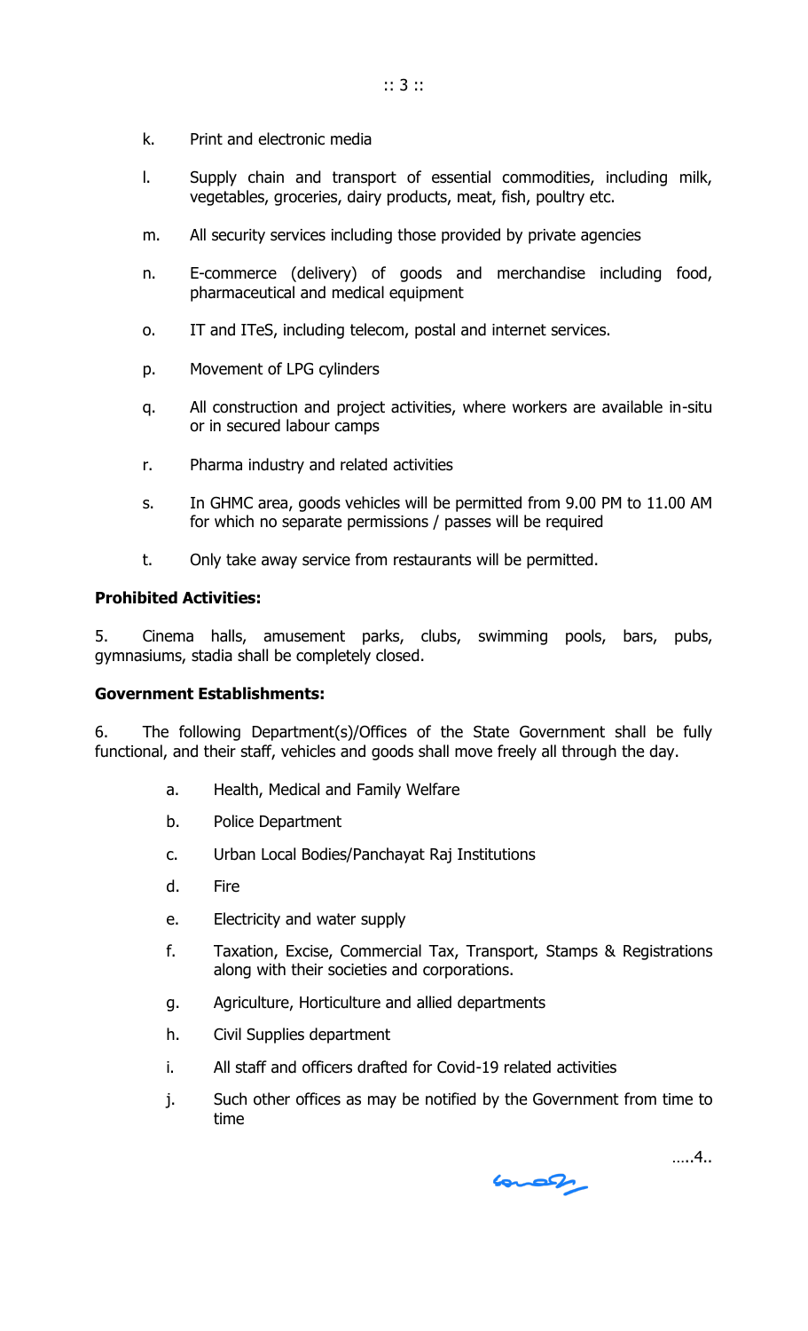k. Print and electronic media

l. Supply chain and transport of essential commodities, including milk, vegetables, groceries, dairy products, meat, fish, poultry etc.

m. All security services including those provided by private agencies

n. E-commerce (delivery) of goods and merchandise including food, pharmaceutical and medical equipment

o. IT and ITeS, including telecom, postal and internet services.

p. Movement of LPG cylinders

q. All construction and project activities, where workers are available in-situ or in secured labour camps

r. Pharma industry and related activities

s. In GHMC area, goods vehicles will be permitted from 9.00 PM to 11.00 AM for which no separate permissions / passes will be required

t. Only take away service from restaurants will be permitted.

**Prohibited Activities:**

5. Cinema halls, amusement parks, clubs, swimming pools, bars, pubs, gymnasiums, stadia shall be completely closed.

**Government Establishments:**

6. The following Department(s)/Offices of the State Government shall be fully functional, and their staff, vehicles and goods shall move freely all through the day.

a. Health, Medical and Family Welfare

b. Police Department

c. Urban Local Bodies/Panchayat Raj Institutions

d. Fire

e. Electricity and water supply

f. Taxation, Excise, Commercial Tax, Transport, Stamps & Registrations along with their societies and corporations.

g. Agriculture, Horticulture and allied departments

h. Civil Supplies department

i. All staff and officers drafted for Covid-19 related activities

j. Such other offices as may be notified by the Government from time to time

…..4..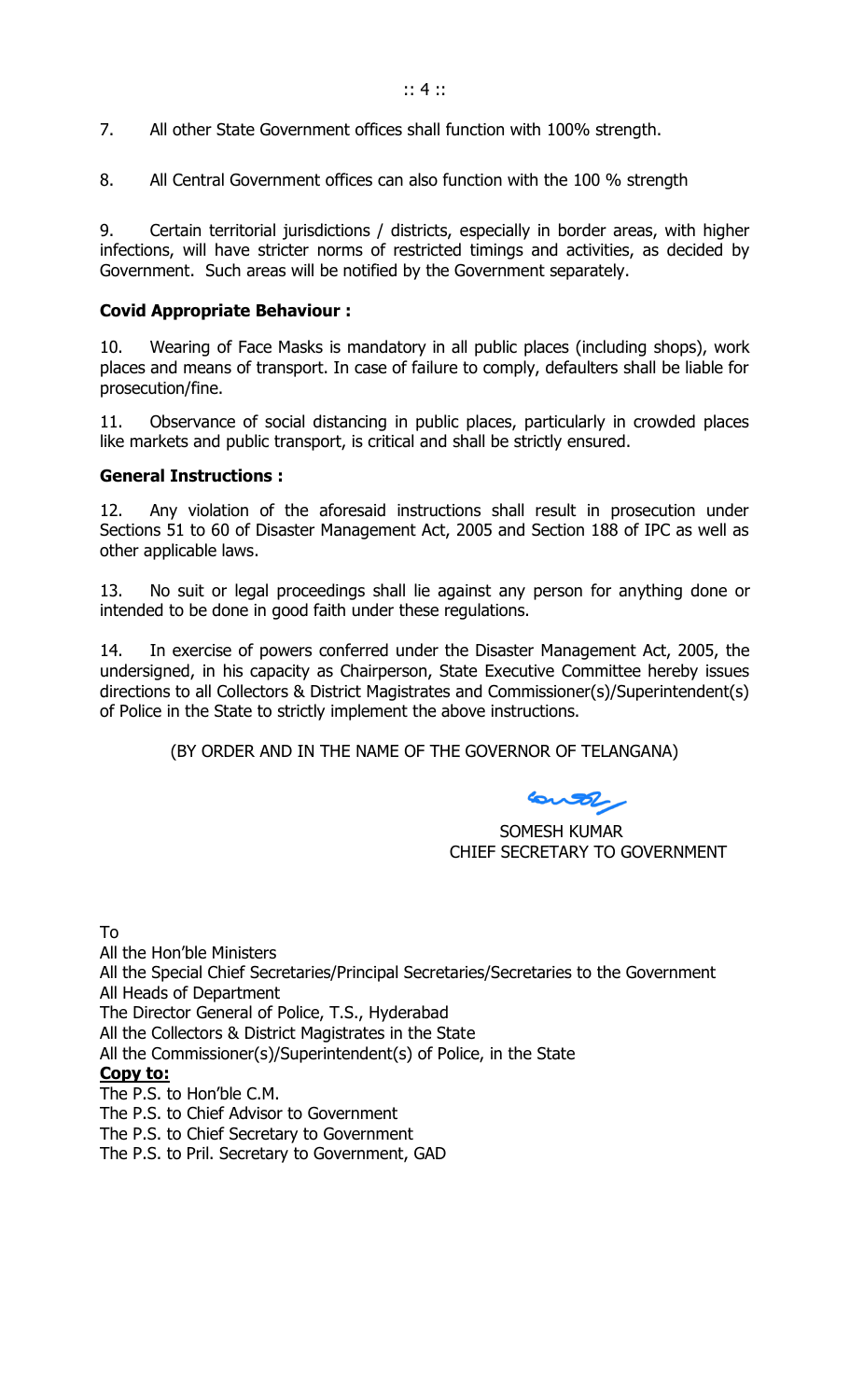7. All other State Government offices shall function with 100% strength.

8. All Central Government offices can also function with the 100 % strength

9. Certain territorial jurisdictions / districts, especially in border areas, with higher infections, will have stricter norms of restricted timings and activities, as decided by Government. Such areas will be notified by the Government separately.

**Covid Appropriate Behaviour :**

10. Wearing of Face Masks is mandatory in all public places (including shops), work places and means of transport. In case of failure to comply, defaulters shall be liable for prosecution/fine.

11. Observance of social distancing in public places, particularly in crowded places like markets and public transport, is critical and shall be strictly ensured.

**General Instructions :**

12. Any violation of the aforesaid instructions shall result in prosecution under Sections 51 to 60 of Disaster Management Act, 2005 and Section 188 of IPC as well as other applicable laws.

13. No suit or legal proceedings shall lie against any person for anything done or intended to be done in good faith under these regulations.

14. In exercise of powers conferred under the Disaster Management Act, 2005, the undersigned, in his capacity as Chairperson, State Executive Committee hereby issues directions to all Collectors & District Magistrates and Commissioner(s)/Superintendent(s) of Police in the State to strictly implement the above instructions.

(BY ORDER AND IN THE NAME OF THE GOVERNOR OF TELANGANA)

SOMESH KUMAR
CHIEF SECRETARY TO GOVERNMENT

To
All the Hon'ble Ministers
All the Special Chief Secretaries/Principal Secretaries/Secretaries to the Government
All Heads of Department
The Director General of Police, T.S., Hyderabad
All the Collectors & District Magistrates in the State
All the Commissioner(s)/Superintendent(s) of Police, in the State

**Copy to:**
The P.S. to Hon'ble C.M.
The P.S. to Chief Advisor to Government
The P.S. to Chief Secretary to Government
The P.S. to Pril. Secretary to Government, GAD